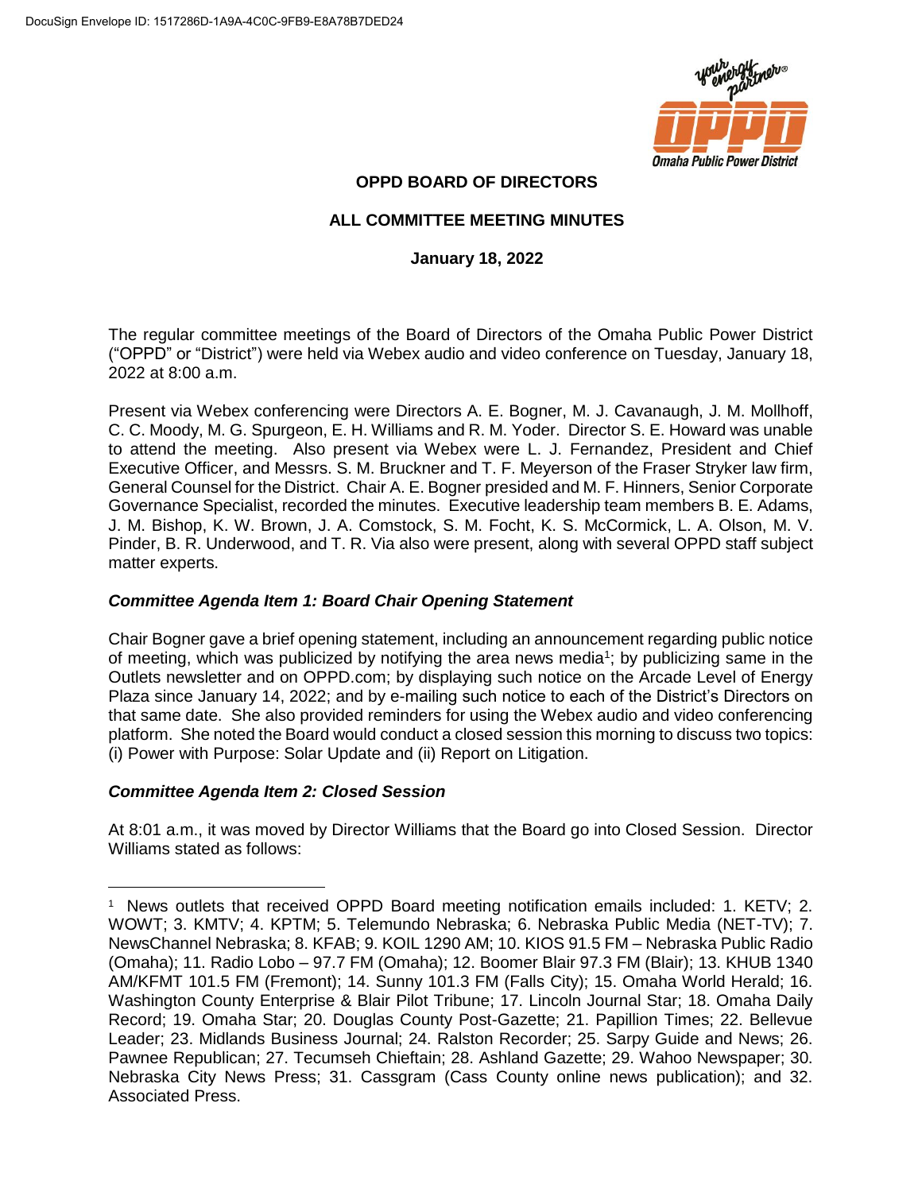# OPPD BOARD OF DIRECTORS

## ALL COMMITTEE MEETING MINUTES

**January 18, 2022**

The regular committee meetings of the Board of Directors of the Omaha Public Power District ("OPPD" or "District") were held via Webex audio and video conference on Tuesday, January 18, 2022 at 8:00 a.m.

Present via Webex conferencing were Directors A. E. Bogner, M. J. Cavanaugh, J. M. Mollhoff, C. C. Moody, M. G. Spurgeon, E. H. Williams and R. M. Yoder. Director S. E. Howard was unable to attend the meeting. Also present via Webex were L. J. Fernandez, President and Chief Executive Officer, and Messrs. S. M. Bruckner and T. F. Meyerson of the Fraser Stryker law firm, General Counsel for the District. Chair A. E. Bogner presided and M. F. Hinners, Senior Corporate Governance Specialist, recorded the minutes. Executive leadership team members B. E. Adams, J. M. Bishop, K. W. Brown, J. A. Comstock, S. M. Focht, K. S. McCormick, L. A. Olson, M. V. Pinder, B. R. Underwood, and T. R. Via also were present, along with several OPPD staff subject matter experts.

### *Committee Agenda Item 1: Board Chair Opening Statement*

Chair Bogner gave a brief opening statement, including an announcement regarding public notice of meeting, which was publicized by notifying the area news media[1]; by publicizing same in the Outlets newsletter and on OPPD.com; by displaying such notice on the Arcade Level of Energy Plaza since January 14, 2022; and by e-mailing such notice to each of the District's Directors on that same date. She also provided reminders for using the Webex audio and video conferencing platform. She noted the Board would conduct a closed session this morning to discuss two topics: (i) Power with Purpose: Solar Update and (ii) Report on Litigation.

### *Committee Agenda Item 2: Closed Session*

At 8:01 a.m., it was moved by Director Williams that the Board go into Closed Session. Director Williams stated as follows:

---

[1] News outlets that received OPPD Board meeting notification emails included: 1. KETV; 2. WOWT; 3. KMTV; 4. KPTM; 5. Telemundo Nebraska; 6. Nebraska Public Media (NET-TV); 7. NewsChannel Nebraska; 8. KFAB; 9. KOIL 1290 AM; 10. KIOS 91.5 FM – Nebraska Public Radio (Omaha); 11. Radio Lobo – 97.7 FM (Omaha); 12. Boomer Blair 97.3 FM (Blair); 13. KHUB 1340 AM/KFMT 101.5 FM (Fremont); 14. Sunny 101.3 FM (Falls City); 15. Omaha World Herald; 16. Washington County Enterprise & Blair Pilot Tribune; 17. Lincoln Journal Star; 18. Omaha Daily Record; 19. Omaha Star; 20. Douglas County Post-Gazette; 21. Papillion Times; 22. Bellevue Leader; 23. Midlands Business Journal; 24. Ralston Recorder; 25. Sarpy Guide and News; 26. Pawnee Republican; 27. Tecumseh Chieftain; 28. Ashland Gazette; 29. Wahoo Newspaper; 30. Nebraska City News Press; 31. Cassgram (Cass County online news publication); and 32. Associated Press.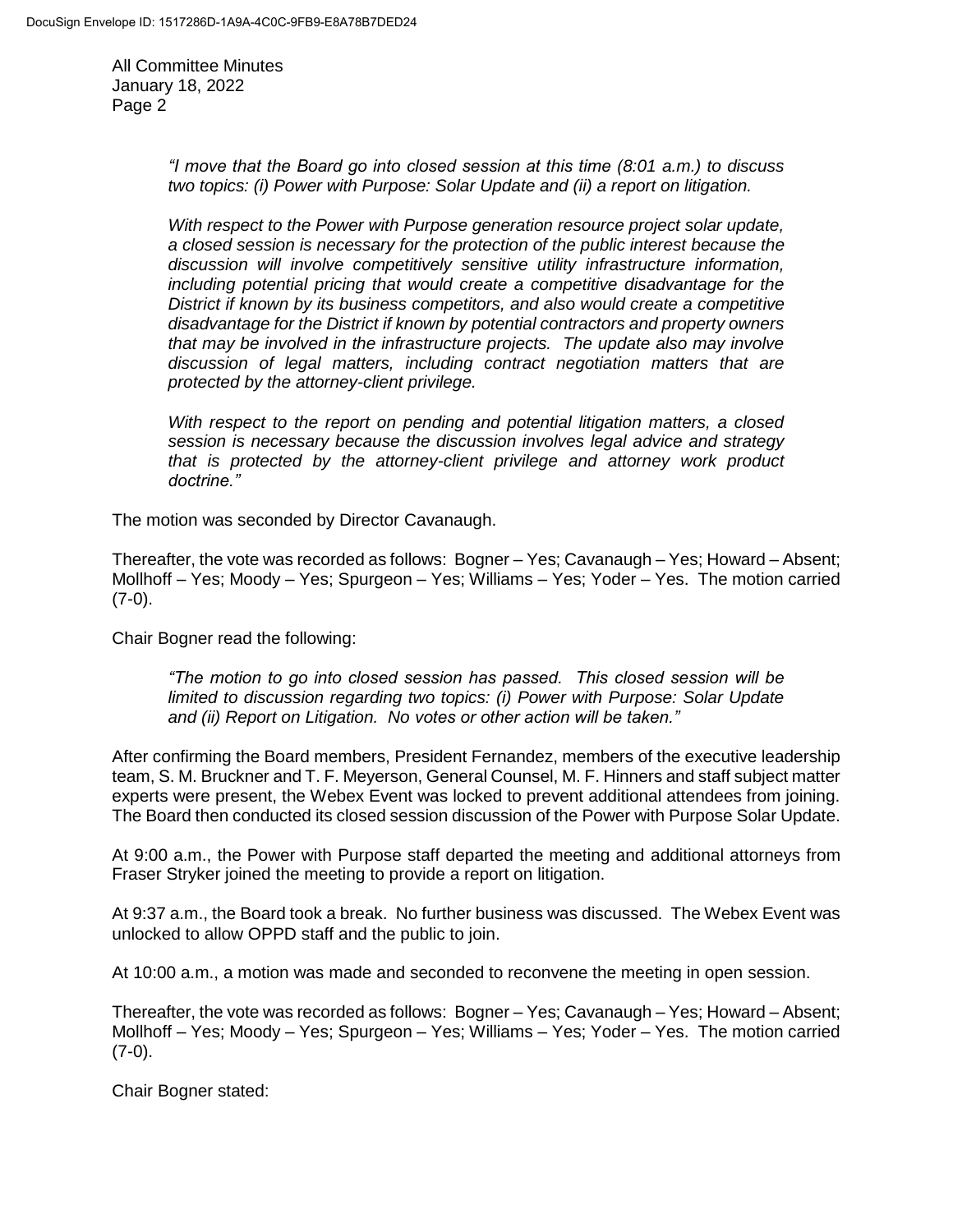*"I move that the Board go into closed session at this time (8:01 a.m.) to discuss two topics: (i) Power with Purpose: Solar Update and (ii) a report on litigation.*

*With respect to the Power with Purpose generation resource project solar update, a closed session is necessary for the protection of the public interest because the discussion will involve competitively sensitive utility infrastructure information, including potential pricing that would create a competitive disadvantage for the District if known by its business competitors, and also would create a competitive disadvantage for the District if known by potential contractors and property owners that may be involved in the infrastructure projects. The update also may involve discussion of legal matters, including contract negotiation matters that are protected by the attorney-client privilege.*

*With respect to the report on pending and potential litigation matters, a closed session is necessary because the discussion involves legal advice and strategy that is protected by the attorney-client privilege and attorney work product doctrine."*

The motion was seconded by Director Cavanaugh.

Thereafter, the vote was recorded as follows: Bogner – Yes; Cavanaugh – Yes; Howard – Absent; Mollhoff – Yes; Moody – Yes; Spurgeon – Yes; Williams – Yes; Yoder – Yes. The motion carried (7-0).

Chair Bogner read the following:

*"The motion to go into closed session has passed. This closed session will be limited to discussion regarding two topics: (i) Power with Purpose: Solar Update and (ii) Report on Litigation. No votes or other action will be taken."*

After confirming the Board members, President Fernandez, members of the executive leadership team, S. M. Bruckner and T. F. Meyerson, General Counsel, M. F. Hinners and staff subject matter experts were present, the Webex Event was locked to prevent additional attendees from joining. The Board then conducted its closed session discussion of the Power with Purpose Solar Update.

At 9:00 a.m., the Power with Purpose staff departed the meeting and additional attorneys from Fraser Stryker joined the meeting to provide a report on litigation.

At 9:37 a.m., the Board took a break. No further business was discussed. The Webex Event was unlocked to allow OPPD staff and the public to join.

At 10:00 a.m., a motion was made and seconded to reconvene the meeting in open session.

Thereafter, the vote was recorded as follows: Bogner – Yes; Cavanaugh – Yes; Howard – Absent; Mollhoff – Yes; Moody – Yes; Spurgeon – Yes; Williams – Yes; Yoder – Yes. The motion carried (7-0).

Chair Bogner stated: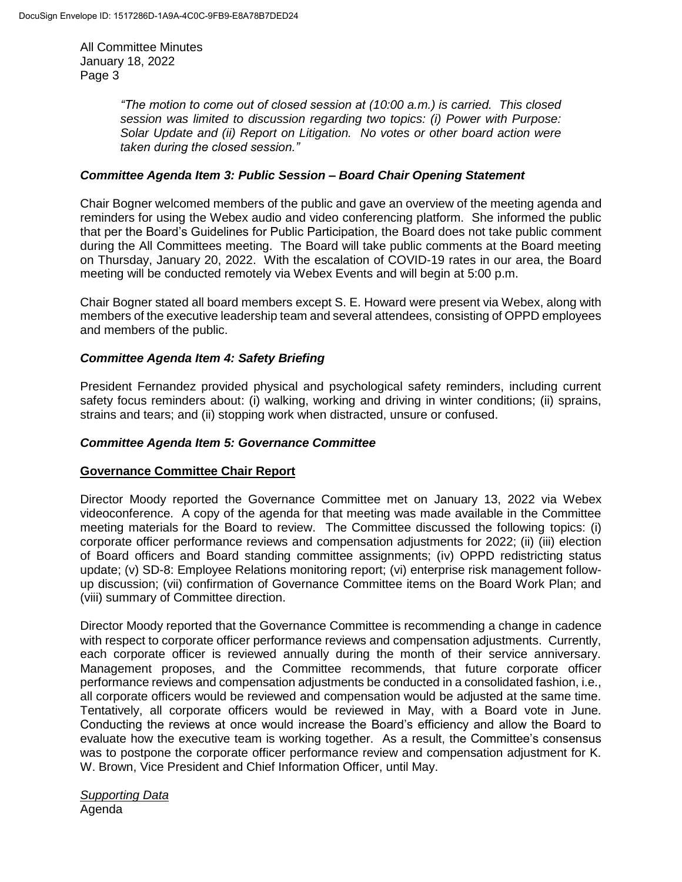*"The motion to come out of closed session at (10:00 a.m.) is carried. This closed session was limited to discussion regarding two topics: (i) Power with Purpose: Solar Update and (ii) Report on Litigation. No votes or other board action were taken during the closed session."*

### *Committee Agenda Item 3: Public Session – Board Chair Opening Statement*

Chair Bogner welcomed members of the public and gave an overview of the meeting agenda and reminders for using the Webex audio and video conferencing platform. She informed the public that per the Board's Guidelines for Public Participation, the Board does not take public comment during the All Committees meeting. The Board will take public comments at the Board meeting on Thursday, January 20, 2022. With the escalation of COVID-19 rates in our area, the Board meeting will be conducted remotely via Webex Events and will begin at 5:00 p.m.

Chair Bogner stated all board members except S. E. Howard were present via Webex, along with members of the executive leadership team and several attendees, consisting of OPPD employees and members of the public.

### *Committee Agenda Item 4: Safety Briefing*

President Fernandez provided physical and psychological safety reminders, including current safety focus reminders about: (i) walking, working and driving in winter conditions; (ii) sprains, strains and tears; and (ii) stopping work when distracted, unsure or confused.

### *Committee Agenda Item 5: Governance Committee*

#### **Governance Committee Chair Report**

Director Moody reported the Governance Committee met on January 13, 2022 via Webex videoconference. A copy of the agenda for that meeting was made available in the Committee meeting materials for the Board to review. The Committee discussed the following topics: (i) corporate officer performance reviews and compensation adjustments for 2022; (ii) (iii) election of Board officers and Board standing committee assignments; (iv) OPPD redistricting status update; (v) SD-8: Employee Relations monitoring report; (vi) enterprise risk management follow-up discussion; (vii) confirmation of Governance Committee items on the Board Work Plan; and (viii) summary of Committee direction.

Director Moody reported that the Governance Committee is recommending a change in cadence with respect to corporate officer performance reviews and compensation adjustments. Currently, each corporate officer is reviewed annually during the month of their service anniversary. Management proposes, and the Committee recommends, that future corporate officer performance reviews and compensation adjustments be conducted in a consolidated fashion, i.e., all corporate officers would be reviewed and compensation would be adjusted at the same time. Tentatively, all corporate officers would be reviewed in May, with a Board vote in June. Conducting the reviews at once would increase the Board's efficiency and allow the Board to evaluate how the executive team is working together. As a result, the Committee's consensus was to postpone the corporate officer performance review and compensation adjustment for K. W. Brown, Vice President and Chief Information Officer, until May.

*Supporting Data*
Agenda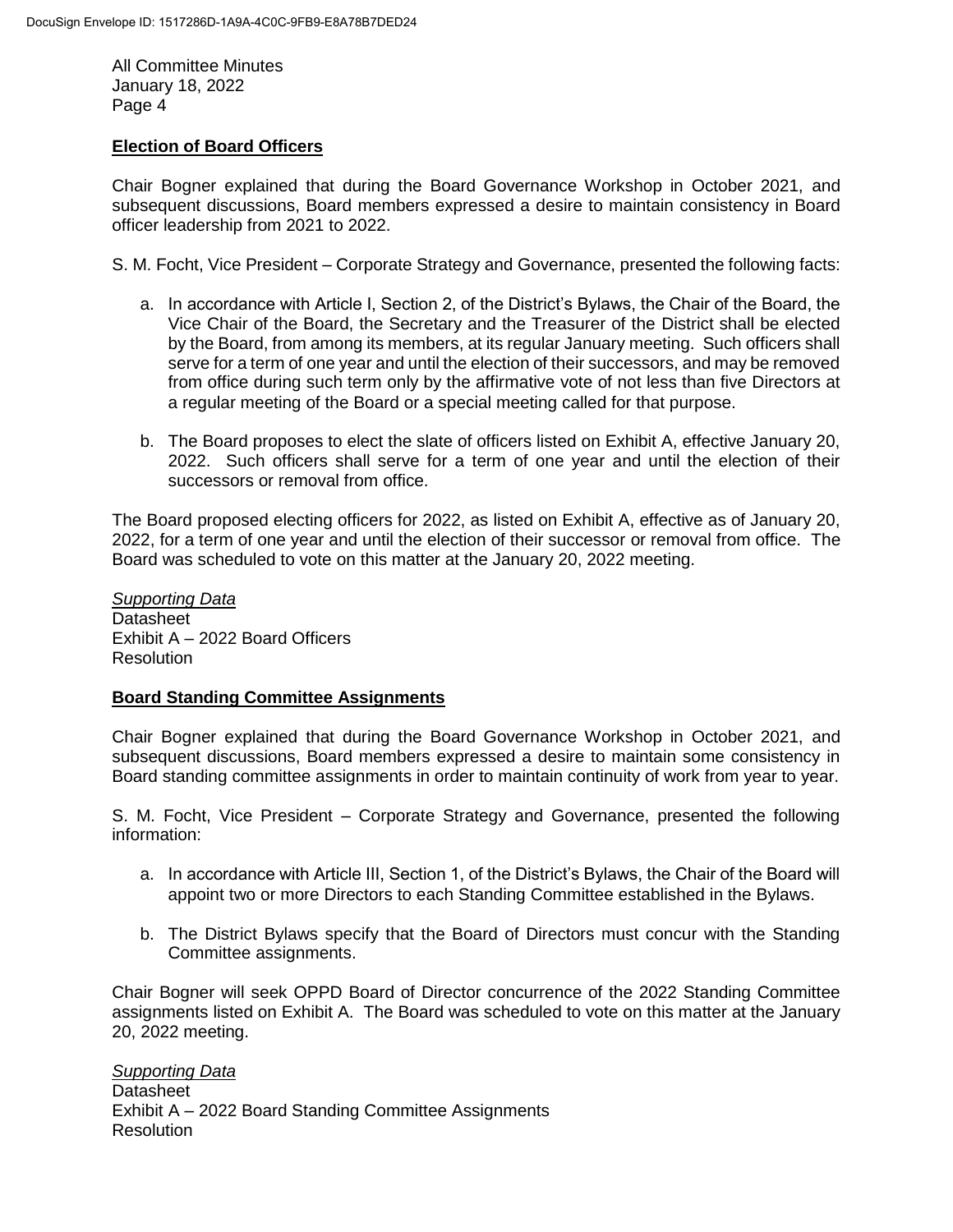## Election of Board Officers

Chair Bogner explained that during the Board Governance Workshop in October 2021, and subsequent discussions, Board members expressed a desire to maintain consistency in Board officer leadership from 2021 to 2022.

S. M. Focht, Vice President – Corporate Strategy and Governance, presented the following facts:

a. In accordance with Article I, Section 2, of the District's Bylaws, the Chair of the Board, the Vice Chair of the Board, the Secretary and the Treasurer of the District shall be elected by the Board, from among its members, at its regular January meeting. Such officers shall serve for a term of one year and until the election of their successors, and may be removed from office during such term only by the affirmative vote of not less than five Directors at a regular meeting of the Board or a special meeting called for that purpose.

b. The Board proposes to elect the slate of officers listed on Exhibit A, effective January 20, 2022. Such officers shall serve for a term of one year and until the election of their successors or removal from office.

The Board proposed electing officers for 2022, as listed on Exhibit A, effective as of January 20, 2022, for a term of one year and until the election of their successor or removal from office. The Board was scheduled to vote on this matter at the January 20, 2022 meeting.

*Supporting Data*
Datasheet
Exhibit A – 2022 Board Officers
Resolution

## Board Standing Committee Assignments

Chair Bogner explained that during the Board Governance Workshop in October 2021, and subsequent discussions, Board members expressed a desire to maintain some consistency in Board standing committee assignments in order to maintain continuity of work from year to year.

S. M. Focht, Vice President – Corporate Strategy and Governance, presented the following information:

a. In accordance with Article III, Section 1, of the District's Bylaws, the Chair of the Board will appoint two or more Directors to each Standing Committee established in the Bylaws.

b. The District Bylaws specify that the Board of Directors must concur with the Standing Committee assignments.

Chair Bogner will seek OPPD Board of Director concurrence of the 2022 Standing Committee assignments listed on Exhibit A. The Board was scheduled to vote on this matter at the January 20, 2022 meeting.

*Supporting Data*
Datasheet
Exhibit A – 2022 Board Standing Committee Assignments
Resolution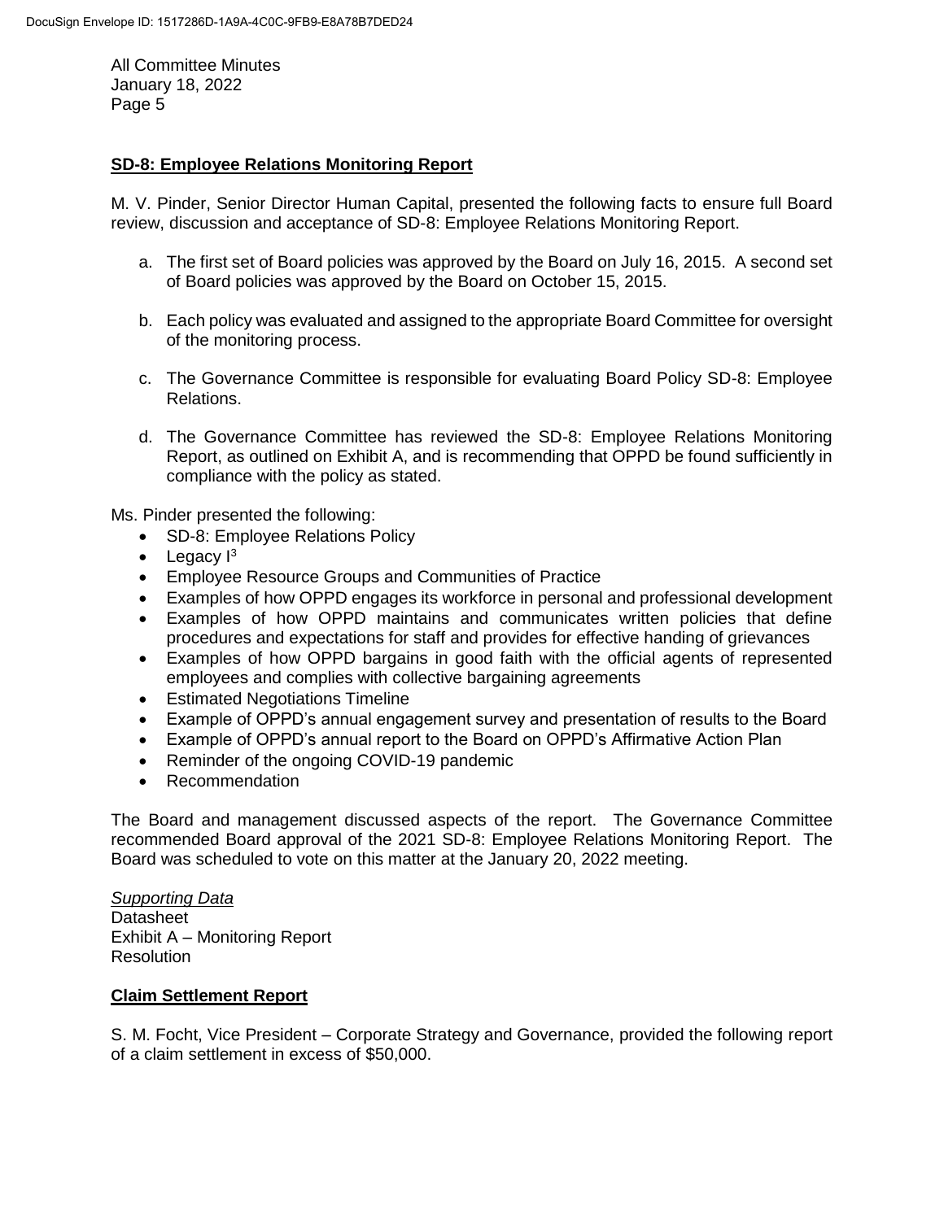## SD-8: Employee Relations Monitoring Report

M. V. Pinder, Senior Director Human Capital, presented the following facts to ensure full Board review, discussion and acceptance of SD-8: Employee Relations Monitoring Report.

a. The first set of Board policies was approved by the Board on July 16, 2015. A second set of Board policies was approved by the Board on October 15, 2015.

b. Each policy was evaluated and assigned to the appropriate Board Committee for oversight of the monitoring process.

c. The Governance Committee is responsible for evaluating Board Policy SD-8: Employee Relations.

d. The Governance Committee has reviewed the SD-8: Employee Relations Monitoring Report, as outlined on Exhibit A, and is recommending that OPPD be found sufficiently in compliance with the policy as stated.

Ms. Pinder presented the following:

- SD-8: Employee Relations Policy
- Legacy I³
- Employee Resource Groups and Communities of Practice
- Examples of how OPPD engages its workforce in personal and professional development
- Examples of how OPPD maintains and communicates written policies that define procedures and expectations for staff and provides for effective handing of grievances
- Examples of how OPPD bargains in good faith with the official agents of represented employees and complies with collective bargaining agreements
- Estimated Negotiations Timeline
- Example of OPPD's annual engagement survey and presentation of results to the Board
- Example of OPPD's annual report to the Board on OPPD's Affirmative Action Plan
- Reminder of the ongoing COVID-19 pandemic
- Recommendation

The Board and management discussed aspects of the report. The Governance Committee recommended Board approval of the 2021 SD-8: Employee Relations Monitoring Report. The Board was scheduled to vote on this matter at the January 20, 2022 meeting.

*Supporting Data*
Datasheet
Exhibit A – Monitoring Report
Resolution

## Claim Settlement Report

S. M. Focht, Vice President – Corporate Strategy and Governance, provided the following report of a claim settlement in excess of $50,000.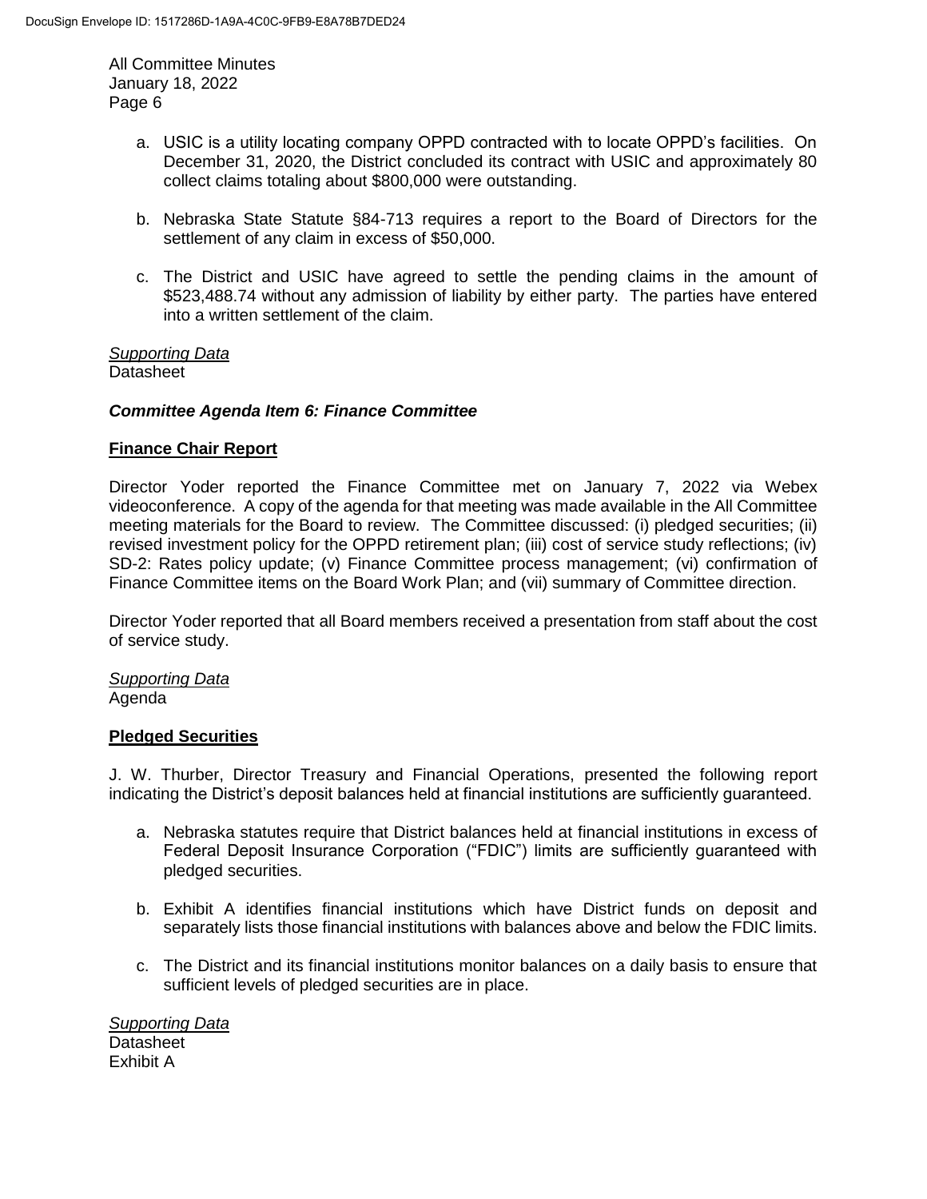a. USIC is a utility locating company OPPD contracted with to locate OPPD's facilities. On December 31, 2020, the District concluded its contract with USIC and approximately 80 collect claims totaling about $800,000 were outstanding.

b. Nebraska State Statute §84-713 requires a report to the Board of Directors for the settlement of any claim in excess of $50,000.

c. The District and USIC have agreed to settle the pending claims in the amount of $523,488.74 without any admission of liability by either party. The parties have entered into a written settlement of the claim.

*Supporting Data*
Datasheet

### *Committee Agenda Item 6: Finance Committee*

**Finance Chair Report**

Director Yoder reported the Finance Committee met on January 7, 2022 via Webex videoconference. A copy of the agenda for that meeting was made available in the All Committee meeting materials for the Board to review. The Committee discussed: (i) pledged securities; (ii) revised investment policy for the OPPD retirement plan; (iii) cost of service study reflections; (iv) SD-2: Rates policy update; (v) Finance Committee process management; (vi) confirmation of Finance Committee items on the Board Work Plan; and (vii) summary of Committee direction.

Director Yoder reported that all Board members received a presentation from staff about the cost of service study.

*Supporting Data*
Agenda

**Pledged Securities**

J. W. Thurber, Director Treasury and Financial Operations, presented the following report indicating the District's deposit balances held at financial institutions are sufficiently guaranteed.

a. Nebraska statutes require that District balances held at financial institutions in excess of Federal Deposit Insurance Corporation ("FDIC") limits are sufficiently guaranteed with pledged securities.

b. Exhibit A identifies financial institutions which have District funds on deposit and separately lists those financial institutions with balances above and below the FDIC limits.

c. The District and its financial institutions monitor balances on a daily basis to ensure that sufficient levels of pledged securities are in place.

*Supporting Data*
Datasheet
Exhibit A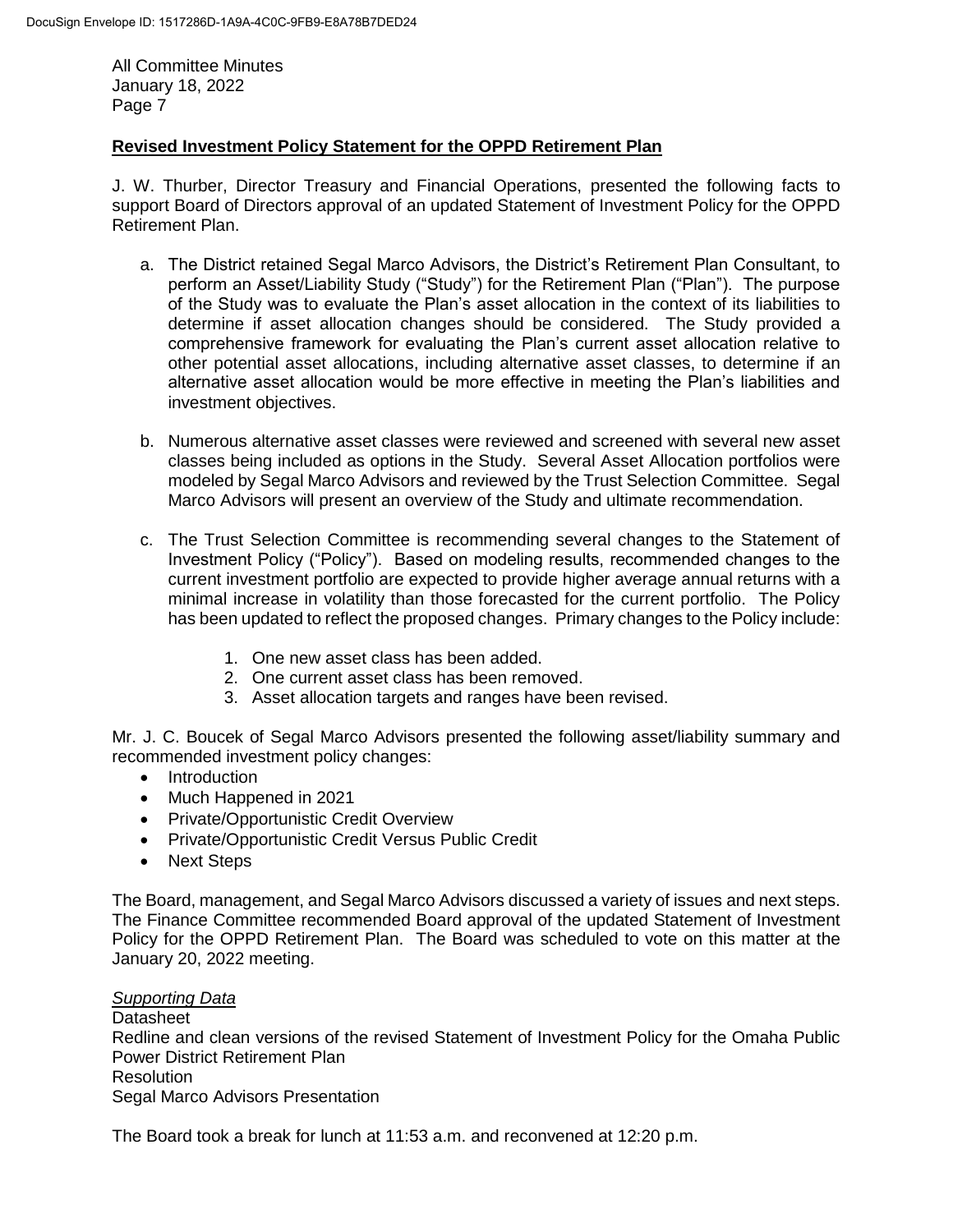## Revised Investment Policy Statement for the OPPD Retirement Plan

J. W. Thurber, Director Treasury and Financial Operations, presented the following facts to support Board of Directors approval of an updated Statement of Investment Policy for the OPPD Retirement Plan.

a. The District retained Segal Marco Advisors, the District's Retirement Plan Consultant, to perform an Asset/Liability Study ("Study") for the Retirement Plan ("Plan"). The purpose of the Study was to evaluate the Plan's asset allocation in the context of its liabilities to determine if asset allocation changes should be considered. The Study provided a comprehensive framework for evaluating the Plan's current asset allocation relative to other potential asset allocations, including alternative asset classes, to determine if an alternative asset allocation would be more effective in meeting the Plan's liabilities and investment objectives.

b. Numerous alternative asset classes were reviewed and screened with several new asset classes being included as options in the Study. Several Asset Allocation portfolios were modeled by Segal Marco Advisors and reviewed by the Trust Selection Committee. Segal Marco Advisors will present an overview of the Study and ultimate recommendation.

c. The Trust Selection Committee is recommending several changes to the Statement of Investment Policy ("Policy"). Based on modeling results, recommended changes to the current investment portfolio are expected to provide higher average annual returns with a minimal increase in volatility than those forecasted for the current portfolio. The Policy has been updated to reflect the proposed changes. Primary changes to the Policy include:

    1. One new asset class has been added.
    2. One current asset class has been removed.
    3. Asset allocation targets and ranges have been revised.

Mr. J. C. Boucek of Segal Marco Advisors presented the following asset/liability summary and recommended investment policy changes:

- Introduction
- Much Happened in 2021
- Private/Opportunistic Credit Overview
- Private/Opportunistic Credit Versus Public Credit
- Next Steps

The Board, management, and Segal Marco Advisors discussed a variety of issues and next steps. The Finance Committee recommended Board approval of the updated Statement of Investment Policy for the OPPD Retirement Plan. The Board was scheduled to vote on this matter at the January 20, 2022 meeting.

*Supporting Data*

Datasheet
Redline and clean versions of the revised Statement of Investment Policy for the Omaha Public Power District Retirement Plan
Resolution
Segal Marco Advisors Presentation

The Board took a break for lunch at 11:53 a.m. and reconvened at 12:20 p.m.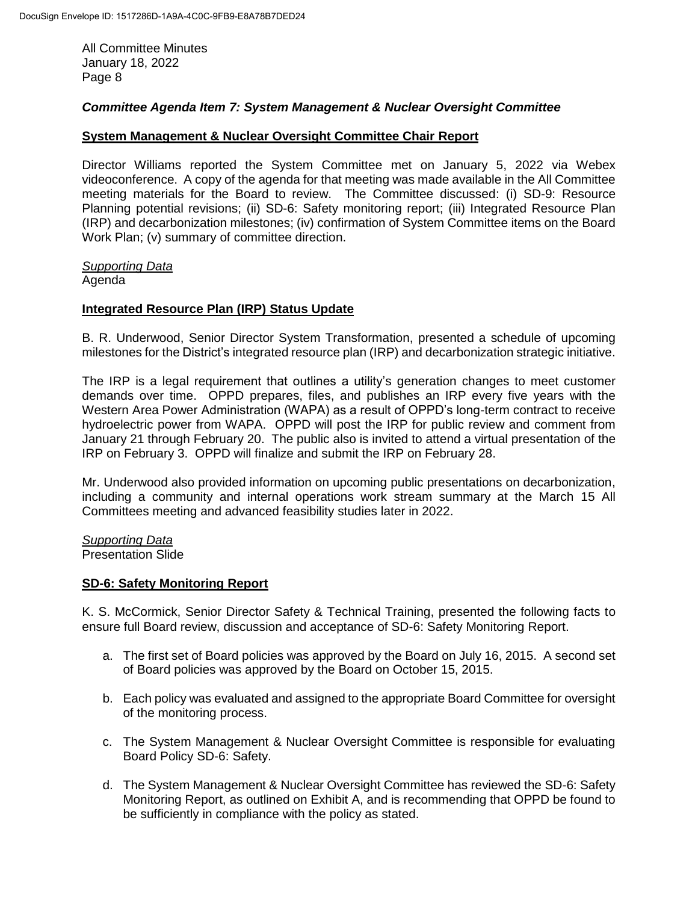### *Committee Agenda Item 7: System Management & Nuclear Oversight Committee*

**System Management & Nuclear Oversight Committee Chair Report**

Director Williams reported the System Committee met on January 5, 2022 via Webex videoconference. A copy of the agenda for that meeting was made available in the All Committee meeting materials for the Board to review. The Committee discussed: (i) SD-9: Resource Planning potential revisions; (ii) SD-6: Safety monitoring report; (iii) Integrated Resource Plan (IRP) and decarbonization milestones; (iv) confirmation of System Committee items on the Board Work Plan; (v) summary of committee direction.

*Supporting Data*
Agenda

**Integrated Resource Plan (IRP) Status Update**

B. R. Underwood, Senior Director System Transformation, presented a schedule of upcoming milestones for the District's integrated resource plan (IRP) and decarbonization strategic initiative.

The IRP is a legal requirement that outlines a utility's generation changes to meet customer demands over time. OPPD prepares, files, and publishes an IRP every five years with the Western Area Power Administration (WAPA) as a result of OPPD's long-term contract to receive hydroelectric power from WAPA. OPPD will post the IRP for public review and comment from January 21 through February 20. The public also is invited to attend a virtual presentation of the IRP on February 3. OPPD will finalize and submit the IRP on February 28.

Mr. Underwood also provided information on upcoming public presentations on decarbonization, including a community and internal operations work stream summary at the March 15 All Committees meeting and advanced feasibility studies later in 2022.

*Supporting Data*
Presentation Slide

**SD-6: Safety Monitoring Report**

K. S. McCormick, Senior Director Safety & Technical Training, presented the following facts to ensure full Board review, discussion and acceptance of SD-6: Safety Monitoring Report.

a. The first set of Board policies was approved by the Board on July 16, 2015. A second set of Board policies was approved by the Board on October 15, 2015.

b. Each policy was evaluated and assigned to the appropriate Board Committee for oversight of the monitoring process.

c. The System Management & Nuclear Oversight Committee is responsible for evaluating Board Policy SD-6: Safety.

d. The System Management & Nuclear Oversight Committee has reviewed the SD-6: Safety Monitoring Report, as outlined on Exhibit A, and is recommending that OPPD be found to be sufficiently in compliance with the policy as stated.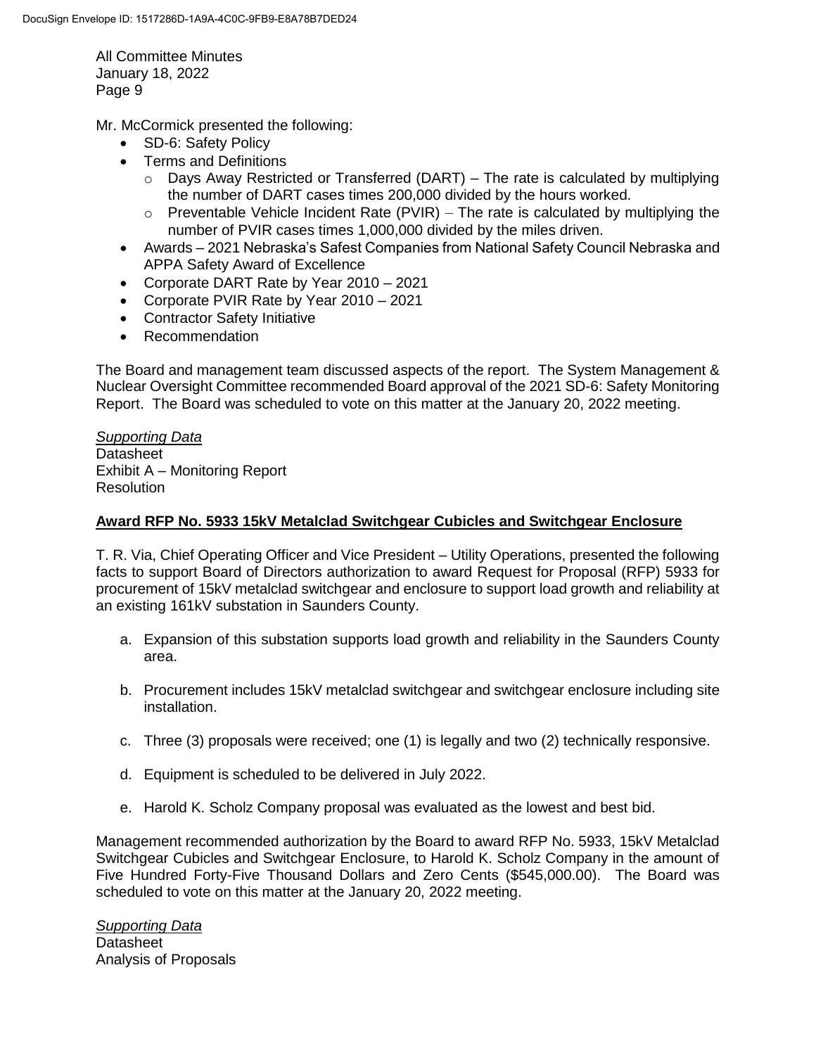Mr. McCormick presented the following:

- SD-6: Safety Policy
- Terms and Definitions
  - Days Away Restricted or Transferred (DART) – The rate is calculated by multiplying the number of DART cases times 200,000 divided by the hours worked.
  - Preventable Vehicle Incident Rate (PVIR) – The rate is calculated by multiplying the number of PVIR cases times 1,000,000 divided by the miles driven.
- Awards – 2021 Nebraska's Safest Companies from National Safety Council Nebraska and APPA Safety Award of Excellence
- Corporate DART Rate by Year 2010 – 2021
- Corporate PVIR Rate by Year 2010 – 2021
- Contractor Safety Initiative
- Recommendation

The Board and management team discussed aspects of the report. The System Management & Nuclear Oversight Committee recommended Board approval of the 2021 SD-6: Safety Monitoring Report. The Board was scheduled to vote on this matter at the January 20, 2022 meeting.

*Supporting Data*
Datasheet
Exhibit A – Monitoring Report
Resolution

**Award RFP No. 5933 15kV Metalclad Switchgear Cubicles and Switchgear Enclosure**

T. R. Via, Chief Operating Officer and Vice President – Utility Operations, presented the following facts to support Board of Directors authorization to award Request for Proposal (RFP) 5933 for procurement of 15kV metalclad switchgear and enclosure to support load growth and reliability at an existing 161kV substation in Saunders County.

a. Expansion of this substation supports load growth and reliability in the Saunders County area.

b. Procurement includes 15kV metalclad switchgear and switchgear enclosure including site installation.

c. Three (3) proposals were received; one (1) is legally and two (2) technically responsive.

d. Equipment is scheduled to be delivered in July 2022.

e. Harold K. Scholz Company proposal was evaluated as the lowest and best bid.

Management recommended authorization by the Board to award RFP No. 5933, 15kV Metalclad Switchgear Cubicles and Switchgear Enclosure, to Harold K. Scholz Company in the amount of Five Hundred Forty-Five Thousand Dollars and Zero Cents ($545,000.00). The Board was scheduled to vote on this matter at the January 20, 2022 meeting.

*Supporting Data*
Datasheet
Analysis of Proposals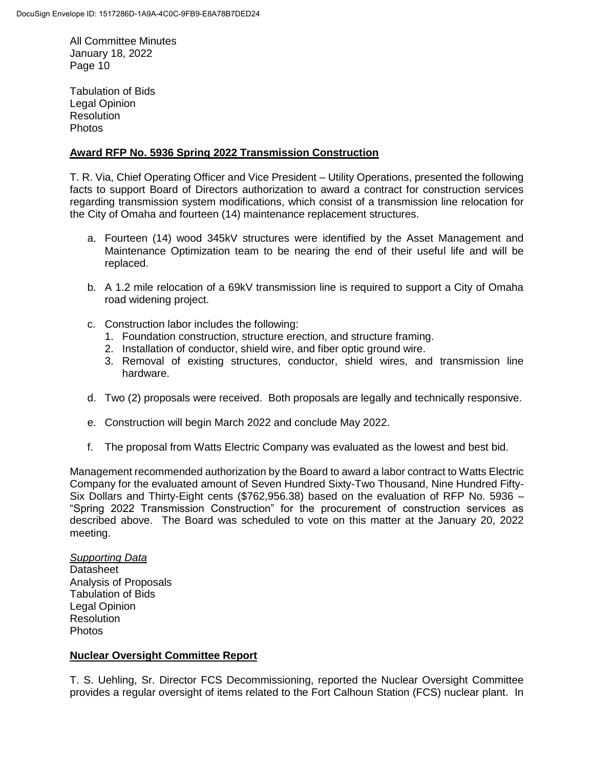Tabulation of Bids
Legal Opinion
Resolution
Photos

**Award RFP No. 5936 Spring 2022 Transmission Construction**

T. R. Via, Chief Operating Officer and Vice President – Utility Operations, presented the following facts to support Board of Directors authorization to award a contract for construction services regarding transmission system modifications, which consist of a transmission line relocation for the City of Omaha and fourteen (14) maintenance replacement structures.

a. Fourteen (14) wood 345kV structures were identified by the Asset Management and Maintenance Optimization team to be nearing the end of their useful life and will be replaced.

b. A 1.2 mile relocation of a 69kV transmission line is required to support a City of Omaha road widening project.

c. Construction labor includes the following:
   1. Foundation construction, structure erection, and structure framing.
   2. Installation of conductor, shield wire, and fiber optic ground wire.
   3. Removal of existing structures, conductor, shield wires, and transmission line hardware.

d. Two (2) proposals were received. Both proposals are legally and technically responsive.

e. Construction will begin March 2022 and conclude May 2022.

f. The proposal from Watts Electric Company was evaluated as the lowest and best bid.

Management recommended authorization by the Board to award a labor contract to Watts Electric Company for the evaluated amount of Seven Hundred Sixty-Two Thousand, Nine Hundred Fifty-Six Dollars and Thirty-Eight cents ($762,956.38) based on the evaluation of RFP No. 5936 – "Spring 2022 Transmission Construction" for the procurement of construction services as described above. The Board was scheduled to vote on this matter at the January 20, 2022 meeting.

*Supporting Data*
Datasheet
Analysis of Proposals
Tabulation of Bids
Legal Opinion
Resolution
Photos

**Nuclear Oversight Committee Report**

T. S. Uehling, Sr. Director FCS Decommissioning, reported the Nuclear Oversight Committee provides a regular oversight of items related to the Fort Calhoun Station (FCS) nuclear plant. In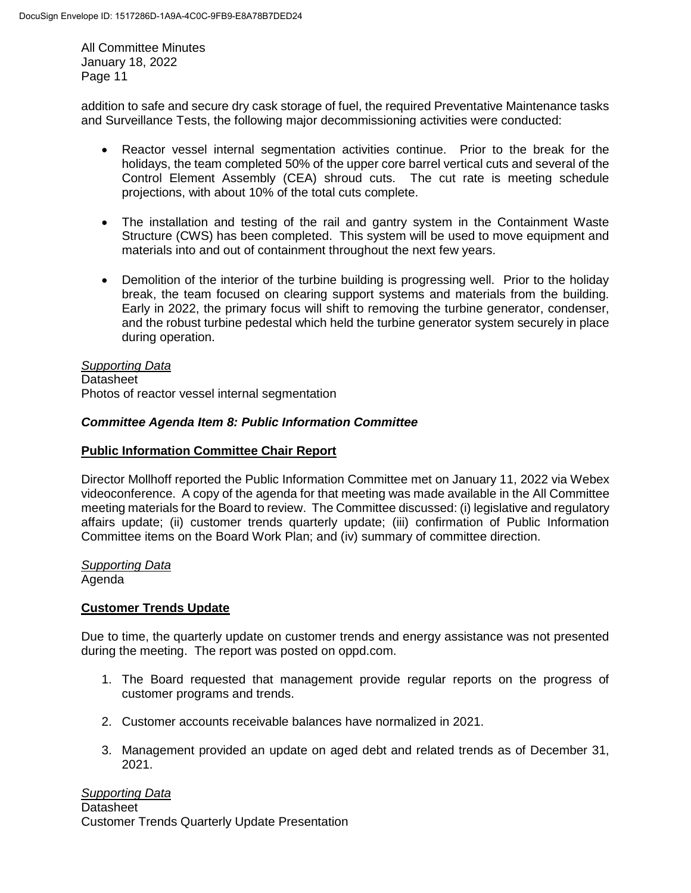addition to safe and secure dry cask storage of fuel, the required Preventative Maintenance tasks and Surveillance Tests, the following major decommissioning activities were conducted:

- Reactor vessel internal segmentation activities continue. Prior to the break for the holidays, the team completed 50% of the upper core barrel vertical cuts and several of the Control Element Assembly (CEA) shroud cuts. The cut rate is meeting schedule projections, with about 10% of the total cuts complete.
- The installation and testing of the rail and gantry system in the Containment Waste Structure (CWS) has been completed. This system will be used to move equipment and materials into and out of containment throughout the next few years.
- Demolition of the interior of the turbine building is progressing well. Prior to the holiday break, the team focused on clearing support systems and materials from the building. Early in 2022, the primary focus will shift to removing the turbine generator, condenser, and the robust turbine pedestal which held the turbine generator system securely in place during operation.

*Supporting Data*
Datasheet
Photos of reactor vessel internal segmentation

***Committee Agenda Item 8: Public Information Committee***

**Public Information Committee Chair Report**

Director Mollhoff reported the Public Information Committee met on January 11, 2022 via Webex videoconference. A copy of the agenda for that meeting was made available in the All Committee meeting materials for the Board to review. The Committee discussed: (i) legislative and regulatory affairs update; (ii) customer trends quarterly update; (iii) confirmation of Public Information Committee items on the Board Work Plan; and (iv) summary of committee direction.

*Supporting Data*
Agenda

**Customer Trends Update**

Due to time, the quarterly update on customer trends and energy assistance was not presented during the meeting. The report was posted on oppd.com.

1. The Board requested that management provide regular reports on the progress of customer programs and trends.
2. Customer accounts receivable balances have normalized in 2021.
3. Management provided an update on aged debt and related trends as of December 31, 2021.

*Supporting Data*
Datasheet
Customer Trends Quarterly Update Presentation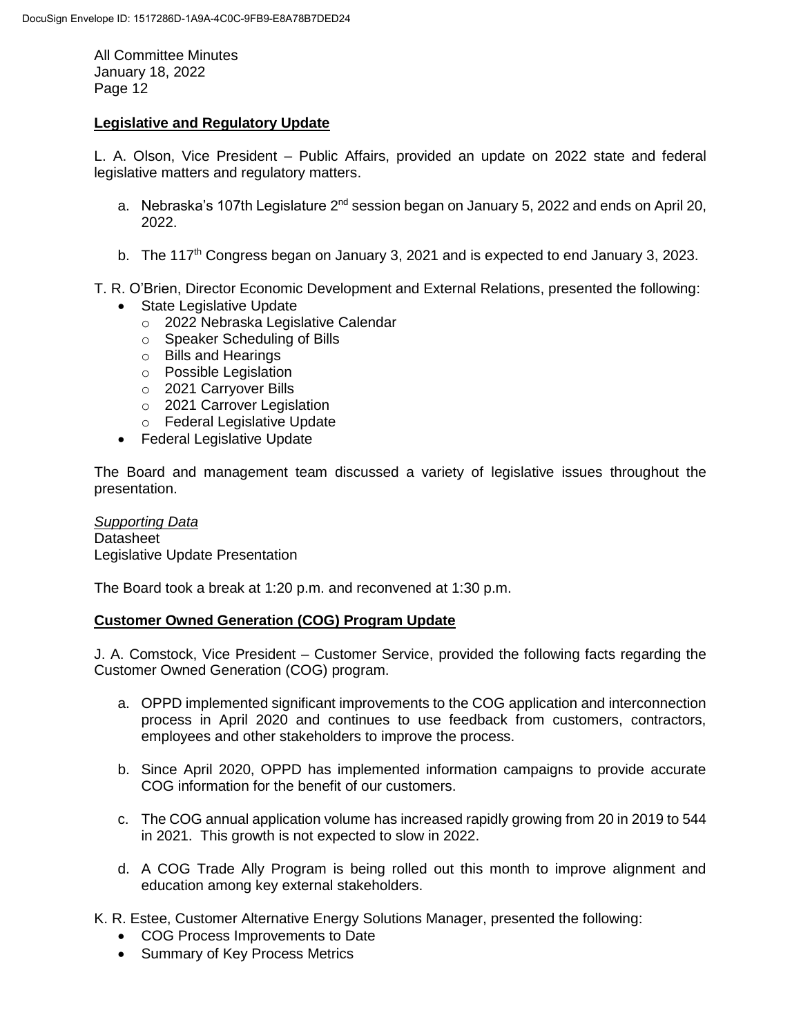## Legislative and Regulatory Update

L. A. Olson, Vice President – Public Affairs, provided an update on 2022 state and federal legislative matters and regulatory matters.

a. Nebraska's 107th Legislature 2nd session began on January 5, 2022 and ends on April 20, 2022.

b. The 117th Congress began on January 3, 2021 and is expected to end January 3, 2023.

T. R. O'Brien, Director Economic Development and External Relations, presented the following:

- State Legislative Update
  - 2022 Nebraska Legislative Calendar
  - Speaker Scheduling of Bills
  - Bills and Hearings
  - Possible Legislation
  - 2021 Carryover Bills
  - 2021 Carrover Legislation
  - Federal Legislative Update
- Federal Legislative Update

The Board and management team discussed a variety of legislative issues throughout the presentation.

*Supporting Data*
Datasheet
Legislative Update Presentation

The Board took a break at 1:20 p.m. and reconvened at 1:30 p.m.

## Customer Owned Generation (COG) Program Update

J. A. Comstock, Vice President – Customer Service, provided the following facts regarding the Customer Owned Generation (COG) program.

a. OPPD implemented significant improvements to the COG application and interconnection process in April 2020 and continues to use feedback from customers, contractors, employees and other stakeholders to improve the process.

b. Since April 2020, OPPD has implemented information campaigns to provide accurate COG information for the benefit of our customers.

c. The COG annual application volume has increased rapidly growing from 20 in 2019 to 544 in 2021. This growth is not expected to slow in 2022.

d. A COG Trade Ally Program is being rolled out this month to improve alignment and education among key external stakeholders.

K. R. Estee, Customer Alternative Energy Solutions Manager, presented the following:

- COG Process Improvements to Date
- Summary of Key Process Metrics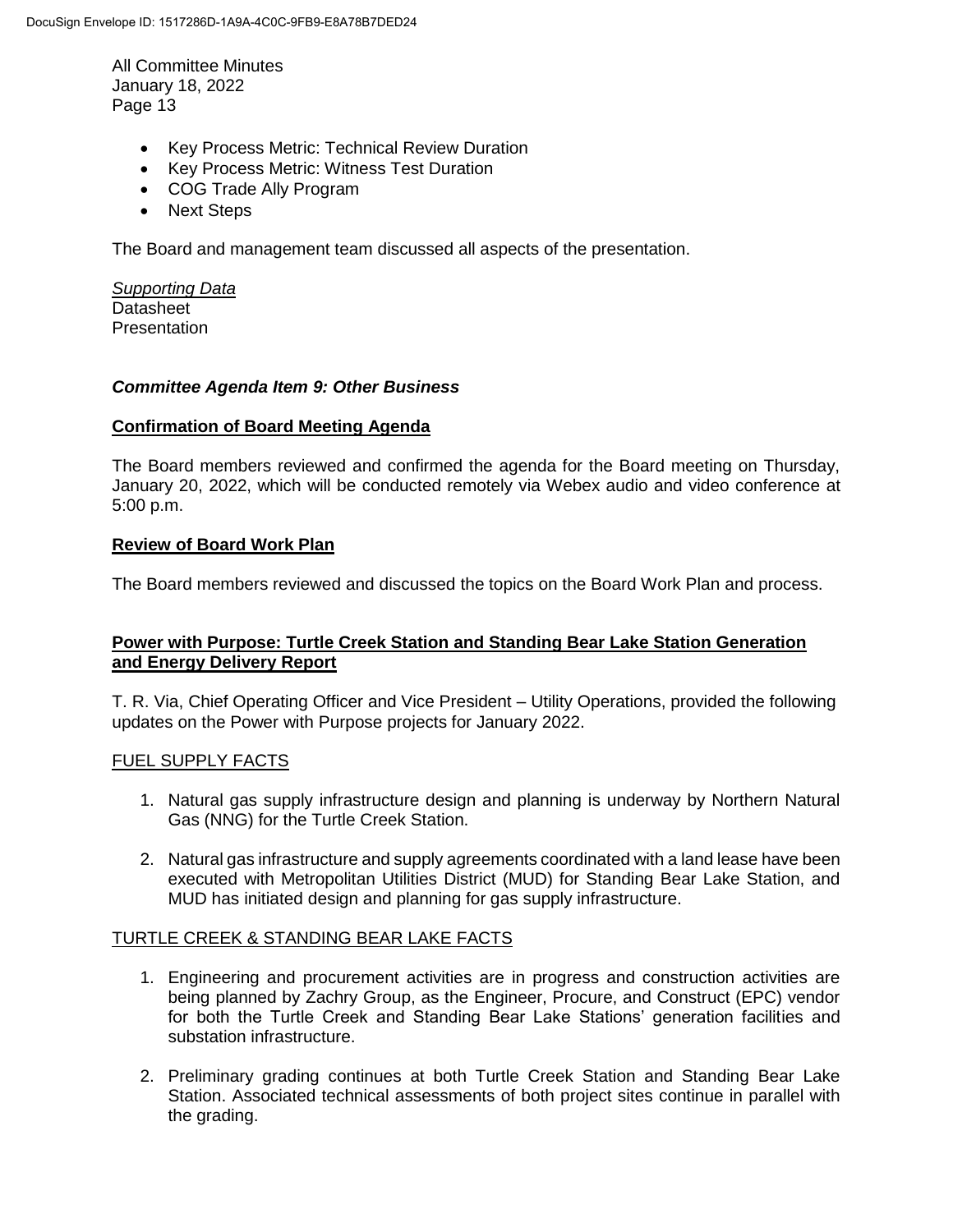- Key Process Metric: Technical Review Duration
- Key Process Metric: Witness Test Duration
- COG Trade Ally Program
- Next Steps

The Board and management team discussed all aspects of the presentation.

*Supporting Data*
Datasheet
Presentation

### *Committee Agenda Item 9: Other Business*

**Confirmation of Board Meeting Agenda**

The Board members reviewed and confirmed the agenda for the Board meeting on Thursday, January 20, 2022, which will be conducted remotely via Webex audio and video conference at 5:00 p.m.

**Review of Board Work Plan**

The Board members reviewed and discussed the topics on the Board Work Plan and process.

**Power with Purpose: Turtle Creek Station and Standing Bear Lake Station Generation and Energy Delivery Report**

T. R. Via, Chief Operating Officer and Vice President – Utility Operations, provided the following updates on the Power with Purpose projects for January 2022.

FUEL SUPPLY FACTS

1. Natural gas supply infrastructure design and planning is underway by Northern Natural Gas (NNG) for the Turtle Creek Station.
2. Natural gas infrastructure and supply agreements coordinated with a land lease have been executed with Metropolitan Utilities District (MUD) for Standing Bear Lake Station, and MUD has initiated design and planning for gas supply infrastructure.

TURTLE CREEK & STANDING BEAR LAKE FACTS

1. Engineering and procurement activities are in progress and construction activities are being planned by Zachry Group, as the Engineer, Procure, and Construct (EPC) vendor for both the Turtle Creek and Standing Bear Lake Stations' generation facilities and substation infrastructure.
2. Preliminary grading continues at both Turtle Creek Station and Standing Bear Lake Station. Associated technical assessments of both project sites continue in parallel with the grading.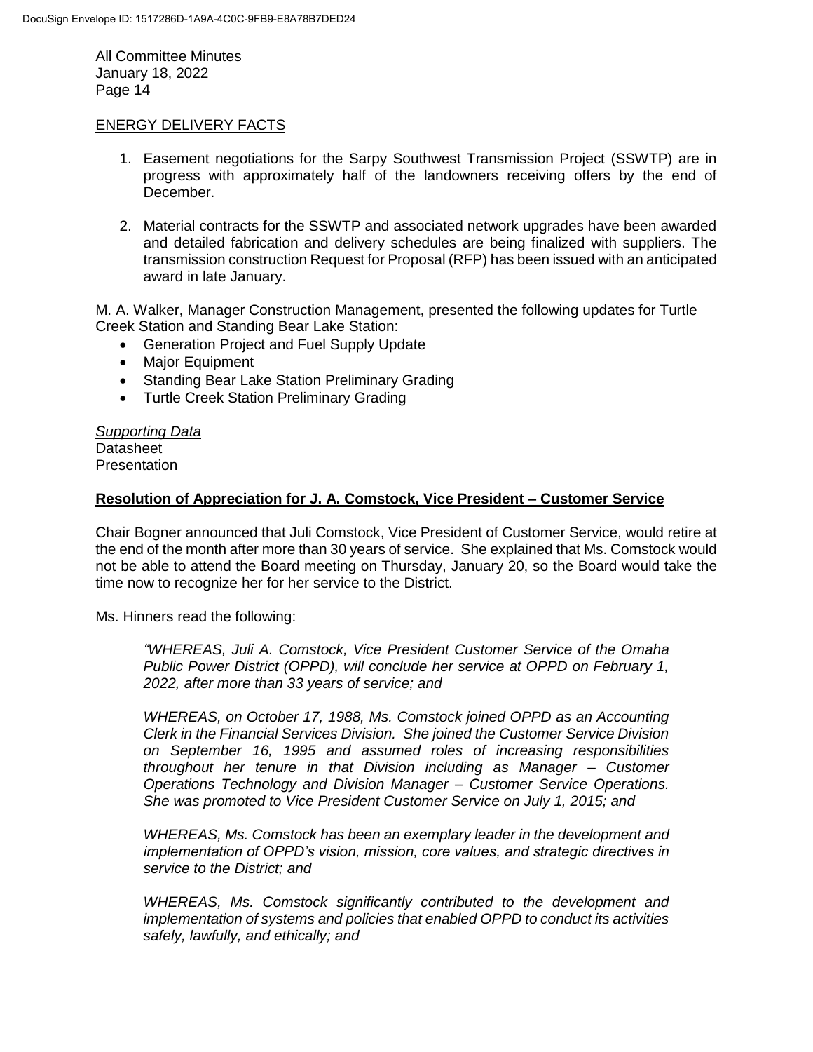## ENERGY DELIVERY FACTS

1. Easement negotiations for the Sarpy Southwest Transmission Project (SSWTP) are in progress with approximately half of the landowners receiving offers by the end of December.

2. Material contracts for the SSWTP and associated network upgrades have been awarded and detailed fabrication and delivery schedules are being finalized with suppliers. The transmission construction Request for Proposal (RFP) has been issued with an anticipated award in late January.

M. A. Walker, Manager Construction Management, presented the following updates for Turtle Creek Station and Standing Bear Lake Station:

- Generation Project and Fuel Supply Update
- Major Equipment
- Standing Bear Lake Station Preliminary Grading
- Turtle Creek Station Preliminary Grading

*Supporting Data*
Datasheet
Presentation

### Resolution of Appreciation for J. A. Comstock, Vice President – Customer Service

Chair Bogner announced that Juli Comstock, Vice President of Customer Service, would retire at the end of the month after more than 30 years of service. She explained that Ms. Comstock would not be able to attend the Board meeting on Thursday, January 20, so the Board would take the time now to recognize her for her service to the District.

Ms. Hinners read the following:

> *"WHEREAS, Juli A. Comstock, Vice President Customer Service of the Omaha Public Power District (OPPD), will conclude her service at OPPD on February 1, 2022, after more than 33 years of service; and*
>
> *WHEREAS, on October 17, 1988, Ms. Comstock joined OPPD as an Accounting Clerk in the Financial Services Division. She joined the Customer Service Division on September 16, 1995 and assumed roles of increasing responsibilities throughout her tenure in that Division including as Manager – Customer Operations Technology and Division Manager – Customer Service Operations. She was promoted to Vice President Customer Service on July 1, 2015; and*
>
> *WHEREAS, Ms. Comstock has been an exemplary leader in the development and implementation of OPPD's vision, mission, core values, and strategic directives in service to the District; and*
>
> *WHEREAS, Ms. Comstock significantly contributed to the development and implementation of systems and policies that enabled OPPD to conduct its activities safely, lawfully, and ethically; and*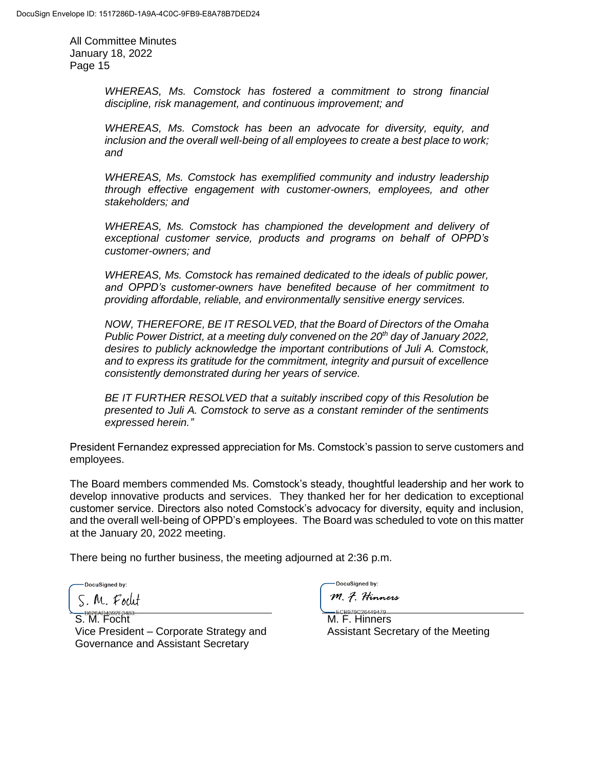*WHEREAS, Ms. Comstock has fostered a commitment to strong financial discipline, risk management, and continuous improvement; and*

*WHEREAS, Ms. Comstock has been an advocate for diversity, equity, and inclusion and the overall well-being of all employees to create a best place to work; and*

*WHEREAS, Ms. Comstock has exemplified community and industry leadership through effective engagement with customer-owners, employees, and other stakeholders; and*

*WHEREAS, Ms. Comstock has championed the development and delivery of exceptional customer service, products and programs on behalf of OPPD's customer-owners; and*

*WHEREAS, Ms. Comstock has remained dedicated to the ideals of public power, and OPPD's customer-owners have benefited because of her commitment to providing affordable, reliable, and environmentally sensitive energy services.*

*NOW, THEREFORE, BE IT RESOLVED, that the Board of Directors of the Omaha Public Power District, at a meeting duly convened on the 20th day of January 2022, desires to publicly acknowledge the important contributions of Juli A. Comstock, and to express its gratitude for the commitment, integrity and pursuit of excellence consistently demonstrated during her years of service.*

*BE IT FURTHER RESOLVED that a suitably inscribed copy of this Resolution be presented to Juli A. Comstock to serve as a constant reminder of the sentiments expressed herein."*

President Fernandez expressed appreciation for Ms. Comstock's passion to serve customers and employees.

The Board members commended Ms. Comstock's steady, thoughtful leadership and her work to develop innovative products and services. They thanked her for her dedication to exceptional customer service. Directors also noted Comstock's advocacy for diversity, equity and inclusion, and the overall well-being of OPPD's employees. The Board was scheduled to vote on this matter at the January 20, 2022 meeting.

There being no further business, the meeting adjourned at 2:36 p.m.

| | |
|---|---|
| DocuSigned by: S. M. Focht | DocuSigned by: M. F. Hinners |
| S. M. Focht | M. F. Hinners |
| Vice President – Corporate Strategy and Governance and Assistant Secretary | Assistant Secretary of the Meeting |